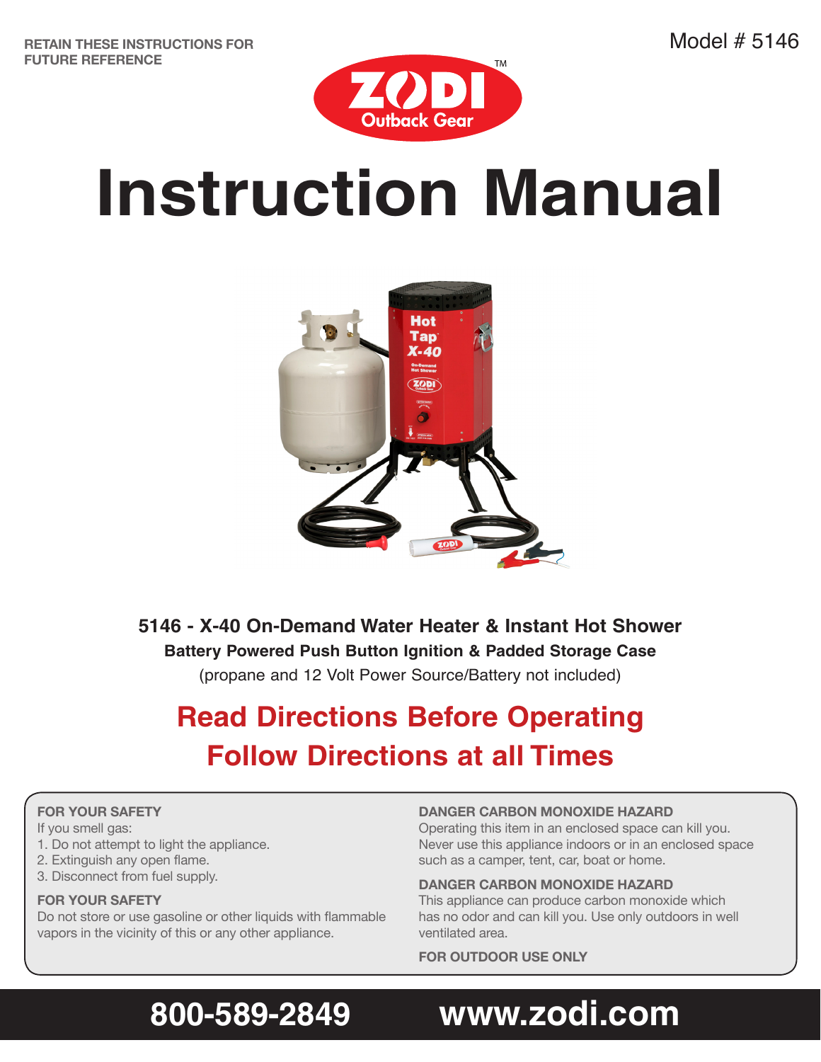RETAIN THESE INSTRUCTIONS FOR FUTURE REFERENCE

Model # 5146

ZODI™ Outback Gear

# Instruction Manual

**5146 - X-40 On-Demand Water Heater & Instant Hot Shower**

**Battery Powered Push Button Ignition & Padded Storage Case**

(propane and 12 Volt Power Source/Battery not included)

## Read Directions Before Operating
## Follow Directions at all Times

**FOR YOUR SAFETY**

If you smell gas:

1. Do not attempt to light the appliance.
2. Extinguish any open flame.
3. Disconnect from fuel supply.

**FOR YOUR SAFETY**

Do not store or use gasoline or other liquids with flammable vapors in the vicinity of this or any other appliance.

**DANGER CARBON MONOXIDE HAZARD**

Operating this item in an enclosed space can kill you. Never use this appliance indoors or in an enclosed space such as a camper, tent, car, boat or home.

**DANGER CARBON MONOXIDE HAZARD**

This appliance can produce carbon monoxide which has no odor and can kill you. Use only outdoors in well ventilated area.

**FOR OUTDOOR USE ONLY**

**800-589-2849** **www.zodi.com**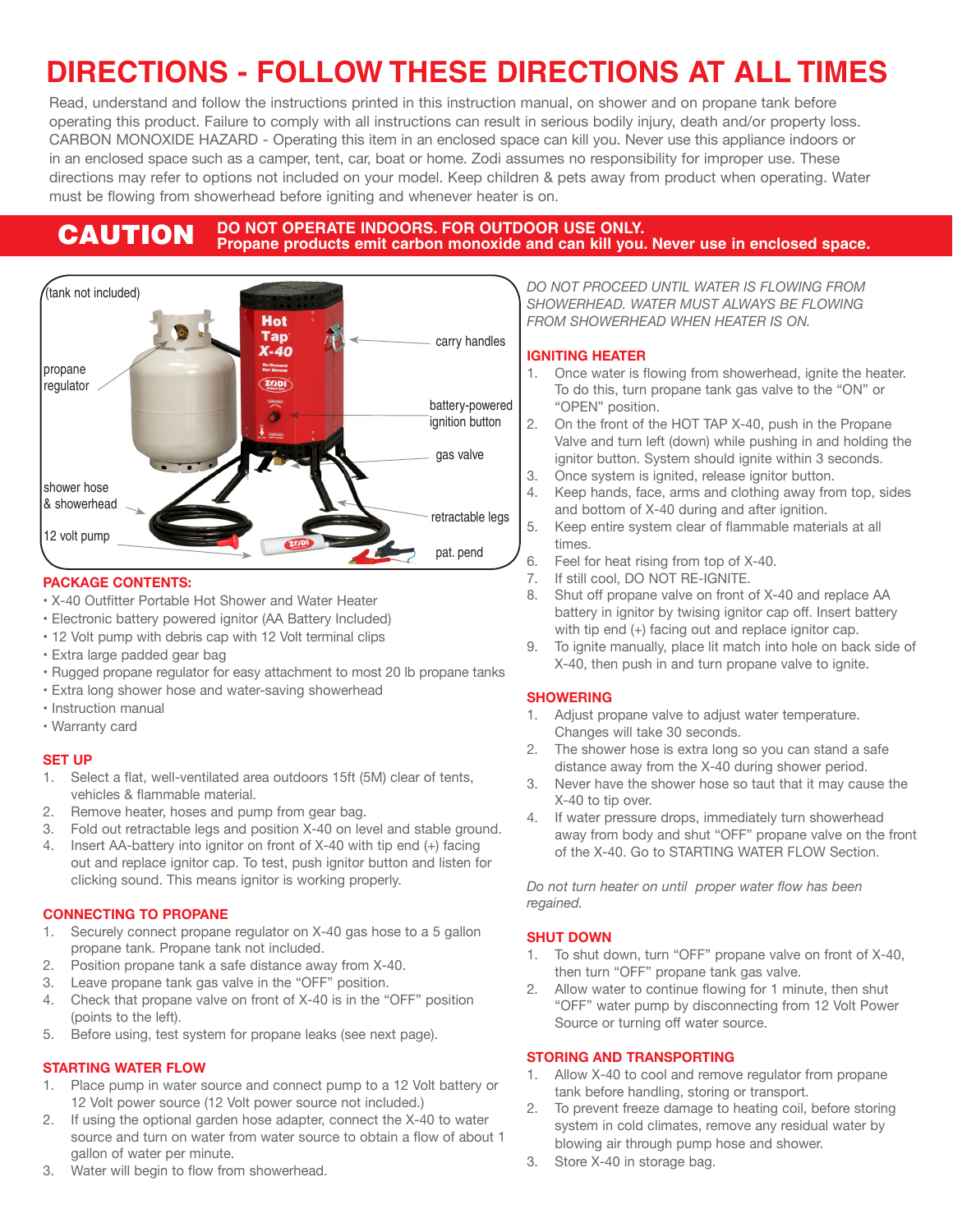# DIRECTIONS - FOLLOW THESE DIRECTIONS AT ALL TIMES

Read, understand and follow the instructions printed in this instruction manual, on shower and on propane tank before operating this product. Failure to comply with all instructions can result in serious bodily injury, death and/or property loss. CARBON MONOXIDE HAZARD - Operating this item in an enclosed space can kill you. Never use this appliance indoors or in an enclosed space such as a camper, tent, car, boat or home. Zodi assumes no responsibility for improper use. These directions may refer to options not included on your model. Keep children & pets away from product when operating. Water must be flowing from showerhead before igniting and whenever heater is on.

**CAUTION** **DO NOT OPERATE INDOORS. FOR OUTDOOR USE ONLY. Propane products emit carbon monoxide and can kill you. Never use in enclosed space.**

(tank not included)

propane regulator

carry handles

battery-powered ignition button

gas valve

shower hose & showerhead

retractable legs

12 volt pump

pat. pend

## PACKAGE CONTENTS:

- X-40 Outfitter Portable Hot Shower and Water Heater
- Electronic battery powered ignitor (AA Battery Included)
- 12 Volt pump with debris cap with 12 Volt terminal clips
- Extra large padded gear bag
- Rugged propane regulator for easy attachment to most 20 lb propane tanks
- Extra long shower hose and water-saving showerhead
- Instruction manual
- Warranty card

## SET UP

1. Select a flat, well-ventilated area outdoors 15ft (5M) clear of tents, vehicles & flammable material.
2. Remove heater, hoses and pump from gear bag.
3. Fold out retractable legs and position X-40 on level and stable ground.
4. Insert AA-battery into ignitor on front of X-40 with tip end (+) facing out and replace ignitor cap. To test, push ignitor button and listen for clicking sound. This means ignitor is working properly.

## CONNECTING TO PROPANE

1. Securely connect propane regulator on X-40 gas hose to a 5 gallon propane tank. Propane tank not included.
2. Position propane tank a safe distance away from X-40.
3. Leave propane tank gas valve in the "OFF" position.
4. Check that propane valve on front of X-40 is in the "OFF" position (points to the left).
5. Before using, test system for propane leaks (see next page).

## STARTING WATER FLOW

1. Place pump in water source and connect pump to a 12 Volt battery or 12 Volt power source (12 Volt power source not included.)
2. If using the optional garden hose adapter, connect the X-40 to water source and turn on water from water source to obtain a flow of about 1 gallon of water per minute.
3. Water will begin to flow from showerhead.

*DO NOT PROCEED UNTIL WATER IS FLOWING FROM SHOWERHEAD. WATER MUST ALWAYS BE FLOWING FROM SHOWERHEAD WHEN HEATER IS ON.*

## IGNITING HEATER

1. Once water is flowing from showerhead, ignite the heater. To do this, turn propane tank gas valve to the "ON" or "OPEN" position.
2. On the front of the HOT TAP X-40, push in the Propane Valve and turn left (down) while pushing in and holding the ignitor button. System should ignite within 3 seconds.
3. Once system is ignited, release ignitor button.
4. Keep hands, face, arms and clothing away from top, sides and bottom of X-40 during and after ignition.
5. Keep entire system clear of flammable materials at all times.
6. Feel for heat rising from top of X-40.
7. If still cool, DO NOT RE-IGNITE.
8. Shut off propane valve on front of X-40 and replace AA battery in ignitor by twising ignitor cap off. Insert battery with tip end (+) facing out and replace ignitor cap.
9. To ignite manually, place lit match into hole on back side of X-40, then push in and turn propane valve to ignite.

## SHOWERING

1. Adjust propane valve to adjust water temperature. Changes will take 30 seconds.
2. The shower hose is extra long so you can stand a safe distance away from the X-40 during shower period.
3. Never have the shower hose so taut that it may cause the X-40 to tip over.
4. If water pressure drops, immediately turn showerhead away from body and shut "OFF" propane valve on the front of the X-40. Go to STARTING WATER FLOW Section.

*Do not turn heater on until proper water flow has been regained.*

## SHUT DOWN

1. To shut down, turn "OFF" propane valve on front of X-40, then turn "OFF" propane tank gas valve.
2. Allow water to continue flowing for 1 minute, then shut "OFF" water pump by disconnecting from 12 Volt Power Source or turning off water source.

## STORING AND TRANSPORTING

1. Allow X-40 to cool and remove regulator from propane tank before handling, storing or transport.
2. To prevent freeze damage to heating coil, before storing system in cold climates, remove any residual water by blowing air through pump hose and shower.
3. Store X-40 in storage bag.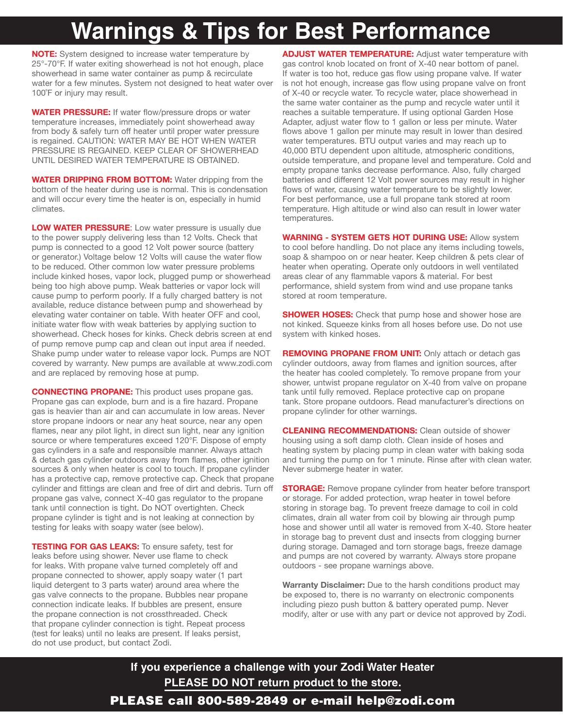# Warnings & Tips for Best Performance

**NOTE:** System designed to increase water temperature by 25°-70°F. If water exiting showerhead is not hot enough, place showerhead in same water container as pump & recirculate water for a few minutes. System not designed to heat water over 100˚F or injury may result.

**WATER PRESSURE:** If water flow/pressure drops or water temperature increases, immediately point showerhead away from body & safely turn off heater until proper water pressure is regained. CAUTION: WATER MAY BE HOT WHEN WATER PRESSURE IS REGAINED. KEEP CLEAR OF SHOWERHEAD UNTIL DESIRED WATER TEMPERATURE IS OBTAINED.

**WATER DRIPPING FROM BOTTOM:** Water dripping from the bottom of the heater during use is normal. This is condensation and will occur every time the heater is on, especially in humid climates.

**LOW WATER PRESSURE**: Low water pressure is usually due to the power supply delivering less than 12 Volts. Check that pump is connected to a good 12 Volt power source (battery or generator.) Voltage below 12 Volts will cause the water flow to be reduced. Other common low water pressure problems include kinked hoses, vapor lock, plugged pump or showerhead being too high above pump. Weak batteries or vapor lock will cause pump to perform poorly. If a fully charged battery is not available, reduce distance between pump and showerhead by elevating water container on table. With heater OFF and cool, initiate water flow with weak batteries by applying suction to showerhead. Check hoses for kinks. Check debris screen at end of pump remove pump cap and clean out input area if needed. Shake pump under water to release vapor lock. Pumps are NOT covered by warranty. New pumps are available at www.zodi.com and are replaced by removing hose at pump.

**CONNECTING PROPANE:** This product uses propane gas. Propane gas can explode, burn and is a fire hazard. Propane gas is heavier than air and can accumulate in low areas. Never store propane indoors or near any heat source, near any open flames, near any pilot light, in direct sun light, near any ignition source or where temperatures exceed 120°F. Dispose of empty gas cylinders in a safe and responsible manner. Always attach & detach gas cylinder outdoors away from flames, other ignition sources & only when heater is cool to touch. If propane cylinder has a protective cap, remove protective cap. Check that propane cylinder and fittings are clean and free of dirt and debris. Turn off propane gas valve, connect X-40 gas regulator to the propane tank until connection is tight. Do NOT overtighten. Check propane cylinder is tight and is not leaking at connection by testing for leaks with soapy water (see below).

**TESTING FOR GAS LEAKS:** To ensure safety, test for leaks before using shower. Never use flame to check for leaks. With propane valve turned completely off and propane connected to shower, apply soapy water (1 part liquid detergent to 3 parts water) around area where the gas valve connects to the propane. Bubbles near propane connection indicate leaks. If bubbles are present, ensure the propane connection is not crossthreaded. Check that propane cylinder connection is tight. Repeat process (test for leaks) until no leaks are present. If leaks persist, do not use product, but contact Zodi.

**ADJUST WATER TEMPERATURE:** Adjust water temperature with gas control knob located on front of X-40 near bottom of panel. If water is too hot, reduce gas flow using propane valve. If water is not hot enough, increase gas flow using propane valve on front of X-40 or recycle water. To recycle water, place showerhead in the same water container as the pump and recycle water until it reaches a suitable temperature. If using optional Garden Hose Adapter, adjust water flow to 1 gallon or less per minute. Water flows above 1 gallon per minute may result in lower than desired water temperatures. BTU output varies and may reach up to 40,000 BTU dependent upon altitude, atmospheric conditions, outside temperature, and propane level and temperature. Cold and empty propane tanks decrease performance. Also, fully charged batteries and different 12 Volt power sources may result in higher flows of water, causing water temperature to be slightly lower. For best performance, use a full propane tank stored at room temperature. High altitude or wind also can result in lower water temperatures.

**WARNING - SYSTEM GETS HOT DURING USE:** Allow system to cool before handling. Do not place any items including towels, soap & shampoo on or near heater. Keep children & pets clear of heater when operating. Operate only outdoors in well ventilated areas clear of any flammable vapors & material. For best performance, shield system from wind and use propane tanks stored at room temperature.

**SHOWER HOSES:** Check that pump hose and shower hose are not kinked. Squeeze kinks from all hoses before use. Do not use system with kinked hoses.

**REMOVING PROPANE FROM UNIT:** Only attach or detach gas cylinder outdoors, away from flames and ignition sources, after the heater has cooled completely. To remove propane from your shower, untwist propane regulator on X-40 from valve on propane tank until fully removed. Replace protective cap on propane tank. Store propane outdoors. Read manufacturer's directions on propane cylinder for other warnings.

**CLEANING RECOMMENDATIONS:** Clean outside of shower housing using a soft damp cloth. Clean inside of hoses and heating system by placing pump in clean water with baking soda and turning the pump on for 1 minute. Rinse after with clean water. Never submerge heater in water.

**STORAGE:** Remove propane cylinder from heater before transport or storage. For added protection, wrap heater in towel before storing in storage bag. To prevent freeze damage to coil in cold climates, drain all water from coil by blowing air through pump hose and shower until all water is removed from X-40. Store heater in storage bag to prevent dust and insects from clogging burner during storage. Damaged and torn storage bags, freeze damage and pumps are not covered by warranty. Always store propane outdoors - see propane warnings above.

**Warranty Disclaimer:** Due to the harsh conditions product may be exposed to, there is no warranty on electronic components including piezo push button & battery operated pump. Never modify, alter or use with any part or device not approved by Zodi.

**If you experience a challenge with your Zodi Water Heater**

**PLEASE DO NOT return product to the store.**

**PLEASE call 800-589-2849 or e-mail help@zodi.com**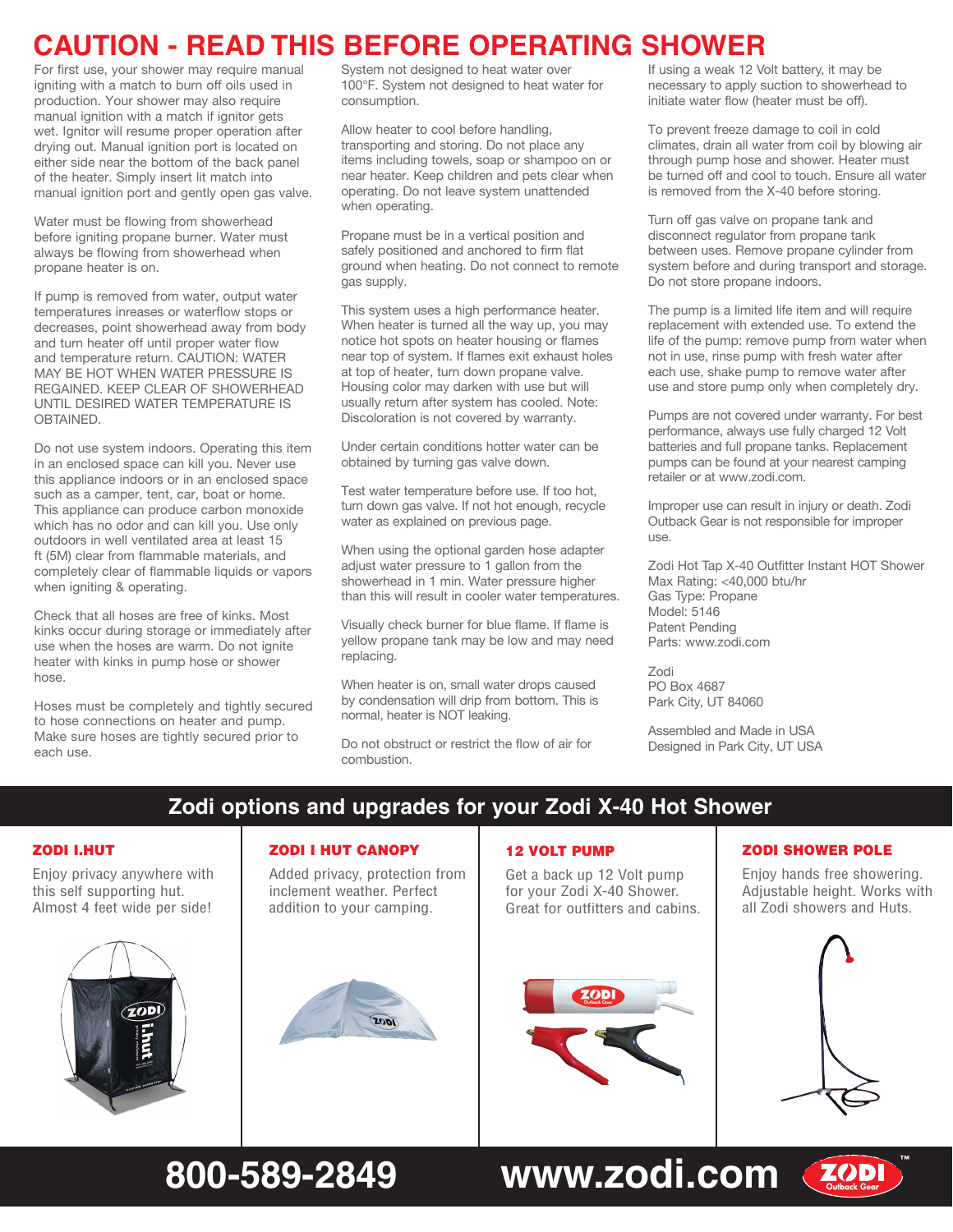# CAUTION - READ THIS BEFORE OPERATING SHOWER

For first use, your shower may require manual igniting with a match to burn off oils used in production. Your shower may also require manual ignition with a match if ignitor gets wet. Ignitor will resume proper operation after drying out. Manual ignition port is located on either side near the bottom of the back panel of the heater. Simply insert lit match into manual ignition port and gently open gas valve.

Water must be flowing from showerhead before igniting propane burner. Water must always be flowing from showerhead when propane heater is on.

If pump is removed from water, output water temperatures inreases or waterflow stops or decreases, point showerhead away from body and turn heater off until proper water flow and temperature return. CAUTION: WATER MAY BE HOT WHEN WATER PRESSURE IS REGAINED. KEEP CLEAR OF SHOWERHEAD UNTIL DESIRED WATER TEMPERATURE IS OBTAINED.

Do not use system indoors. Operating this item in an enclosed space can kill you. Never use this appliance indoors or in an enclosed space such as a camper, tent, car, boat or home. This appliance can produce carbon monoxide which has no odor and can kill you. Use only outdoors in well ventilated area at least 15 ft (5M) clear from flammable materials, and completely clear of flammable liquids or vapors when igniting & operating.

Check that all hoses are free of kinks. Most kinks occur during storage or immediately after use when the hoses are warm. Do not ignite heater with kinks in pump hose or shower hose.

Hoses must be completely and tightly secured to hose connections on heater and pump. Make sure hoses are tightly secured prior to each use.

System not designed to heat water over 100°F. System not designed to heat water for consumption.

Allow heater to cool before handling, transporting and storing. Do not place any items including towels, soap or shampoo on or near heater. Keep children and pets clear when operating. Do not leave system unattended when operating.

Propane must be in a vertical position and safely positioned and anchored to firm flat ground when heating. Do not connect to remote gas supply.

This system uses a high performance heater. When heater is turned all the way up, you may notice hot spots on heater housing or flames near top of system. If flames exit exhaust holes at top of heater, turn down propane valve. Housing color may darken with use but will usually return after system has cooled. Note: Discoloration is not covered by warranty.

Under certain conditions hotter water can be obtained by turning gas valve down.

Test water temperature before use. If too hot, turn down gas valve. If not hot enough, recycle water as explained on previous page.

When using the optional garden hose adapter adjust water pressure to 1 gallon from the showerhead in 1 min. Water pressure higher than this will result in cooler water temperatures.

Visually check burner for blue flame. If flame is yellow propane tank may be low and may need replacing.

When heater is on, small water drops caused by condensation will drip from bottom. This is normal, heater is NOT leaking.

Do not obstruct or restrict the flow of air for combustion.

If using a weak 12 Volt battery, it may be necessary to apply suction to showerhead to initiate water flow (heater must be off).

To prevent freeze damage to coil in cold climates, drain all water from coil by blowing air through pump hose and shower. Heater must be turned off and cool to touch. Ensure all water is removed from the X-40 before storing.

Turn off gas valve on propane tank and disconnect regulator from propane tank between uses. Remove propane cylinder from system before and during transport and storage. Do not store propane indoors.

The pump is a limited life item and will require replacement with extended use. To extend the life of the pump: remove pump from water when not in use, rinse pump with fresh water after each use, shake pump to remove water after use and store pump only when completely dry.

Pumps are not covered under warranty. For best performance, always use fully charged 12 Volt batteries and full propane tanks. Replacement pumps can be found at your nearest camping retailer or at www.zodi.com.

Improper use can result in injury or death. Zodi Outback Gear is not responsible for improper use.

Zodi Hot Tap X-40 Outfitter Instant HOT Shower
Max Rating: <40,000 btu/hr
Gas Type: Propane
Model: 5146
Patent Pending
Parts: www.zodi.com

Zodi
PO Box 4687
Park City, UT 84060

Assembled and Made in USA
Designed in Park City, UT USA

## Zodi options and upgrades for your Zodi X-40 Hot Shower

### ZODI I.HUT

Enjoy privacy anywhere with this self supporting hut. Almost 4 feet wide per side!

### ZODI I HUT CANOPY

Added privacy, protection from inclement weather. Perfect addition to your camping.

### 12 VOLT PUMP

Get a back up 12 Volt pump for your Zodi X-40 Shower. Great for outfitters and cabins.

### ZODI SHOWER POLE

Enjoy hands free showering. Adjustable height. Works with all Zodi showers and Huts.

**800-589-2849** **www.zodi.com**